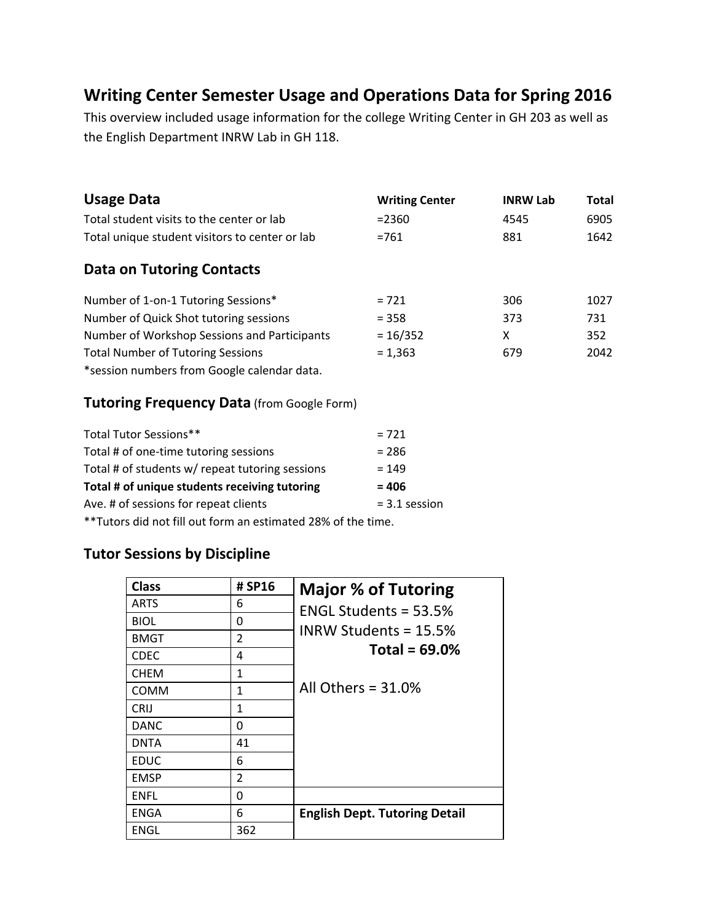# Writing Center Semester Usage and Operations Data for Spring 2016

This overview included usage information for the college Writing Center in GH 203 as well as the English Department INRW Lab in GH 118.

| Usage Data | Writing Center | INRW Lab | Total |
|---|---|---|---|
| Total student visits to the center or lab | =2360 | 4545 | 6905 |
| Total unique student visitors to center or lab | =761 | 881 | 1642 |

## Data on Tutoring Contacts

| | Writing Center | INRW Lab | Total |
|---|---|---|---|
| Number of 1-on-1 Tutoring Sessions* | = 721 | 306 | 1027 |
| Number of Quick Shot tutoring sessions | = 358 | 373 | 731 |
| Number of Workshop Sessions and Participants | = 16/352 | X | 352 |
| Total Number of Tutoring Sessions | = 1,363 | 679 | 2042 |

*session numbers from Google calendar data.

## Tutoring Frequency Data (from Google Form)

| | |
|---|---|
| Total Tutor Sessions** | = 721 |
| Total # of one-time tutoring sessions | = 286 |
| Total # of students w/ repeat tutoring sessions | = 149 |
| **Total # of unique students receiving tutoring** | **= 406** |
| Ave. # of sessions for repeat clients | = 3.1 session |

**Tutors did not fill out form an estimated 28% of the time.

## Tutor Sessions by Discipline

| Class | # SP16 |
|---|---|
| ARTS | 6 |
| BIOL | 0 |
| BMGT | 2 |
| CDEC | 4 |
| CHEM | 1 |
| COMM | 1 |
| CRIJ | 1 |
| DANC | 0 |
| DNTA | 41 |
| EDUC | 6 |
| EMSP | 2 |
| ENFL | 0 |
| ENGA | 6 |
| ENGL | 362 |

**Major % of Tutoring**

ENGL Students = 53.5%

INRW Students = 15.5%

**Total = 69.0%**

All Others = 31.0%

**English Dept. Tutoring Detail**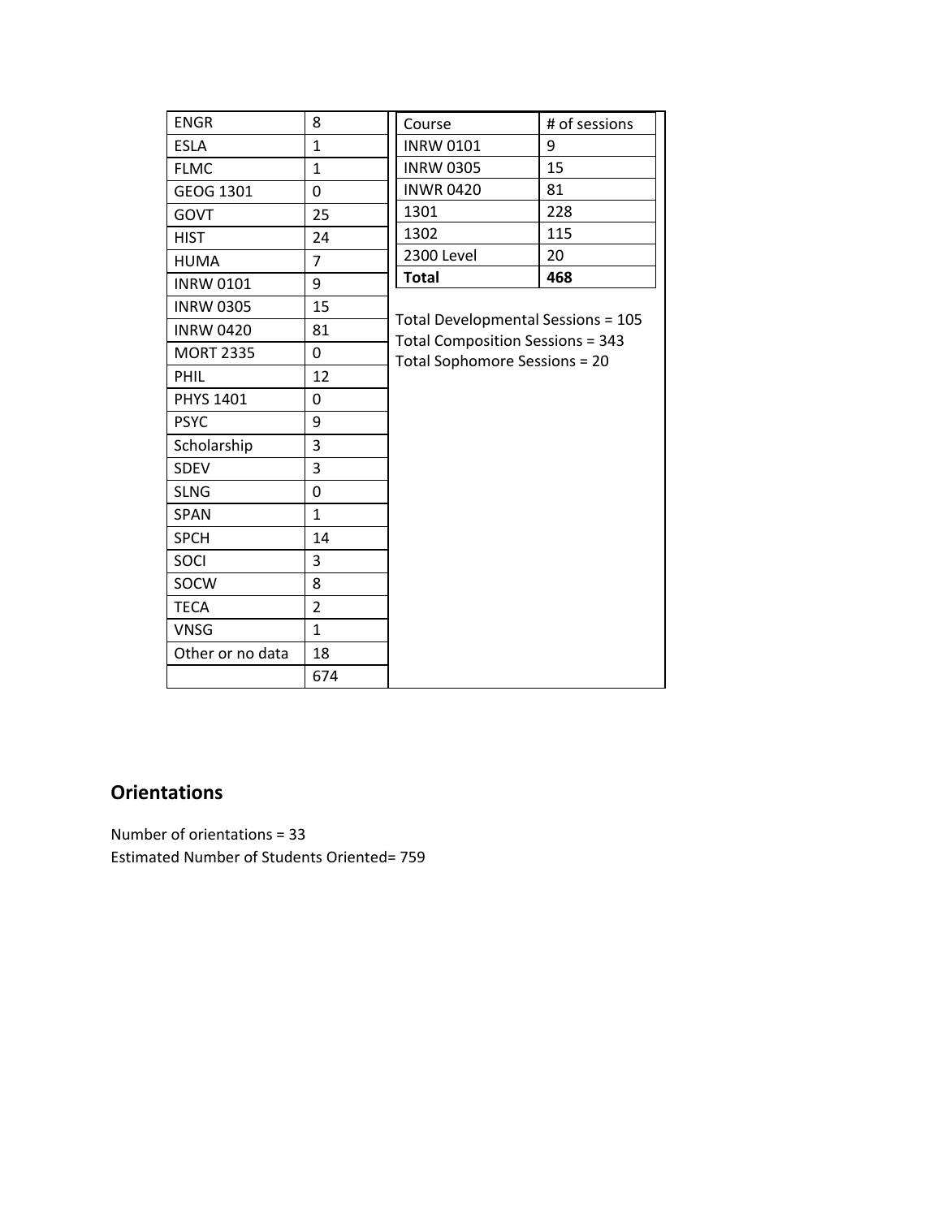| ENGR | 8 |
|---|---|
| ESLA | 1 |
| FLMC | 1 |
| GEOG 1301 | 0 |
| GOVT | 25 |
| HIST | 24 |
| HUMA | 7 |
| INRW 0101 | 9 |
| INRW 0305 | 15 |
| INRW 0420 | 81 |
| MORT 2335 | 0 |
| PHIL | 12 |
| PHYS 1401 | 0 |
| PSYC | 9 |
| Scholarship | 3 |
| SDEV | 3 |
| SLNG | 0 |
| SPAN | 1 |
| SPCH | 14 |
| SOCI | 3 |
| SOCW | 8 |
| TECA | 2 |
| VNSG | 1 |
| Other or no data | 18 |
|  | 674 |

| Course | # of sessions |
|---|---|
| INRW 0101 | 9 |
| INRW 0305 | 15 |
| INWR 0420 | 81 |
| 1301 | 228 |
| 1302 | 115 |
| 2300 Level | 20 |
| **Total** | **468** |

Total Developmental Sessions = 105
Total Composition Sessions = 343
Total Sophomore Sessions = 20

## Orientations

Number of orientations = 33
Estimated Number of Students Oriented= 759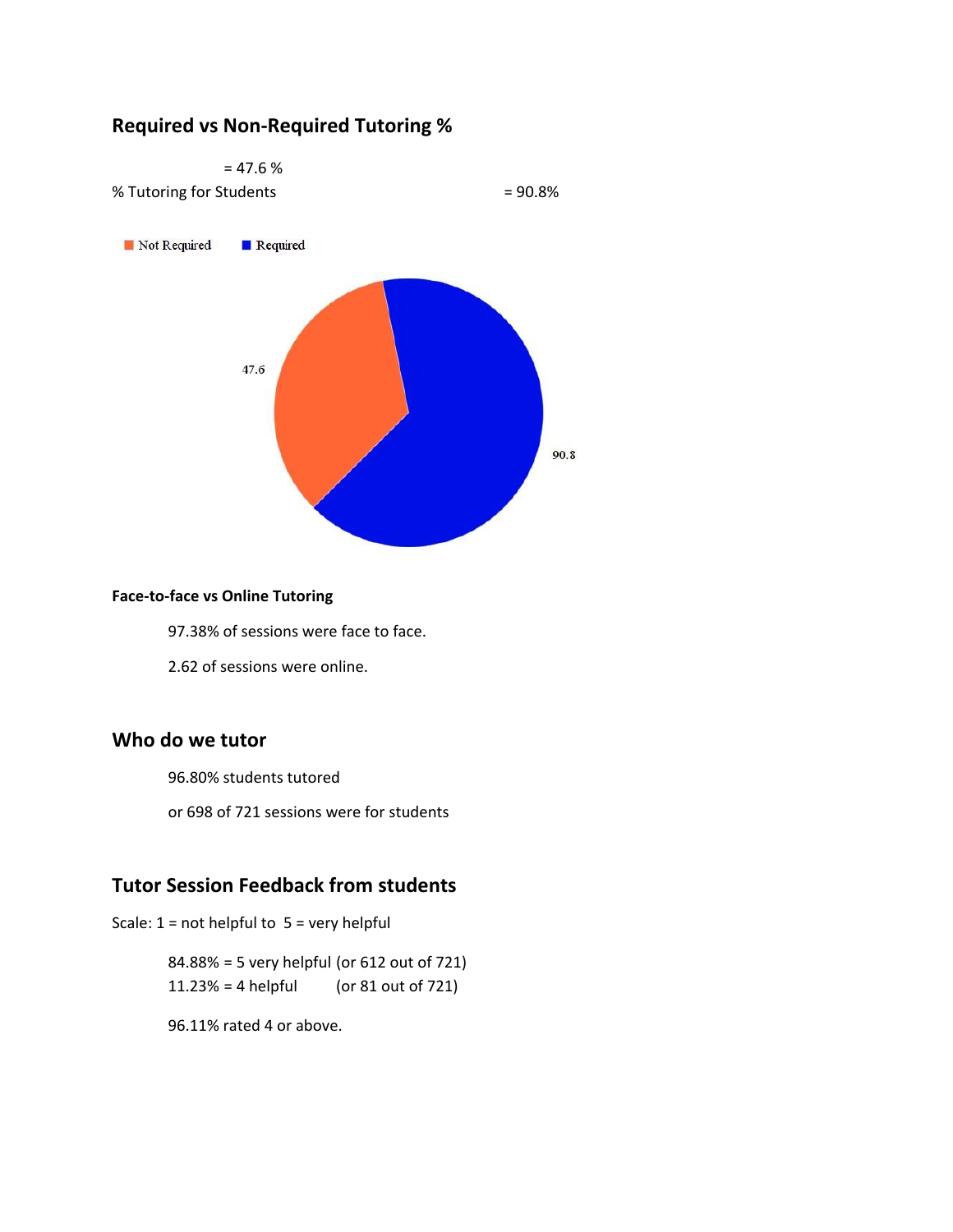## Required vs Non-Required Tutoring %

= 47.6 %

% Tutoring for Students = 90.8%

Not Required Required

47.6

90.8

#### Face-to-face vs Online Tutoring

97.38% of sessions were face to face.

2.62 of sessions were online.

## Who do we tutor

96.80% students tutored

or 698 of 721 sessions were for students

## Tutor Session Feedback from students

Scale: 1 = not helpful to 5 = very helpful

84.88% = 5 very helpful (or 612 out of 721)
11.23% = 4 helpful (or 81 out of 721)

96.11% rated 4 or above.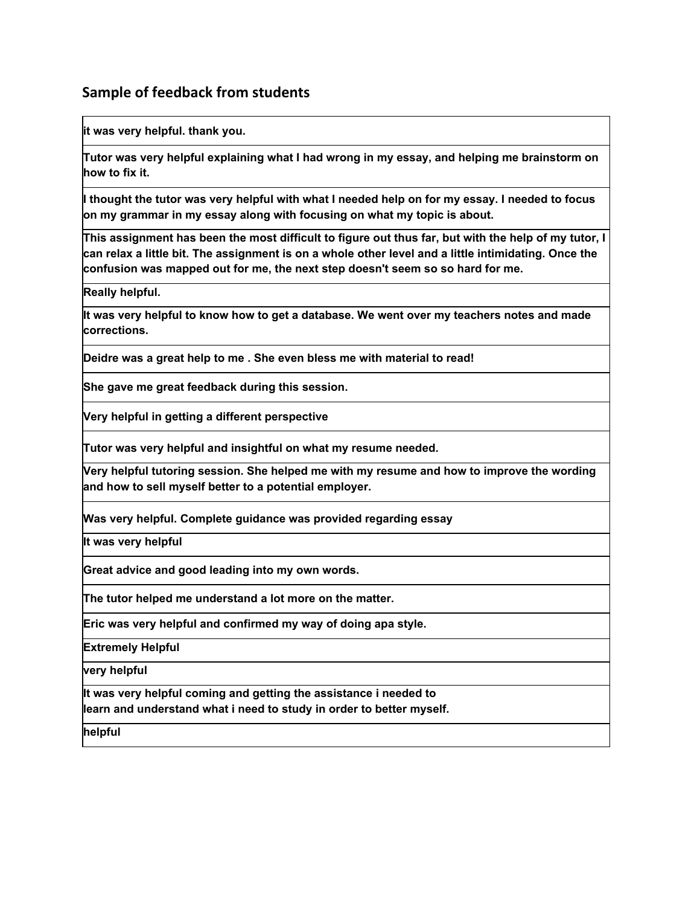## Sample of feedback from students

| |
|---|
| **it was very helpful. thank you.** |
| **Tutor was very helpful explaining what I had wrong in my essay, and helping me brainstorm on how to fix it.** |
| **I thought the tutor was very helpful with what I needed help on for my essay. I needed to focus on my grammar in my essay along with focusing on what my topic is about.** |
| **This assignment has been the most difficult to figure out thus far, but with the help of my tutor, I can relax a little bit. The assignment is on a whole other level and a little intimidating. Once the confusion was mapped out for me, the next step doesn't seem so so hard for me.** |
| **Really helpful.** |
| **It was very helpful to know how to get a database. We went over my teachers notes and made corrections.** |
| **Deidre was a great help to me . She even bless me with material to read!** |
| **She gave me great feedback during this session.** |
| **Very helpful in getting a different perspective** |
| **Tutor was very helpful and insightful on what my resume needed.** |
| **Very helpful tutoring session. She helped me with my resume and how to improve the wording and how to sell myself better to a potential employer.** |
| **Was very helpful. Complete guidance was provided regarding essay** |
| **It was very helpful** |
| **Great advice and good leading into my own words.** |
| **The tutor helped me understand a lot more on the matter.** |
| **Eric was very helpful and confirmed my way of doing apa style.** |
| **Extremely Helpful** |
| **very helpful** |
| **It was very helpful coming and getting the assistance i needed to learn and understand what i need to study in order to better myself.** |
| **helpful** |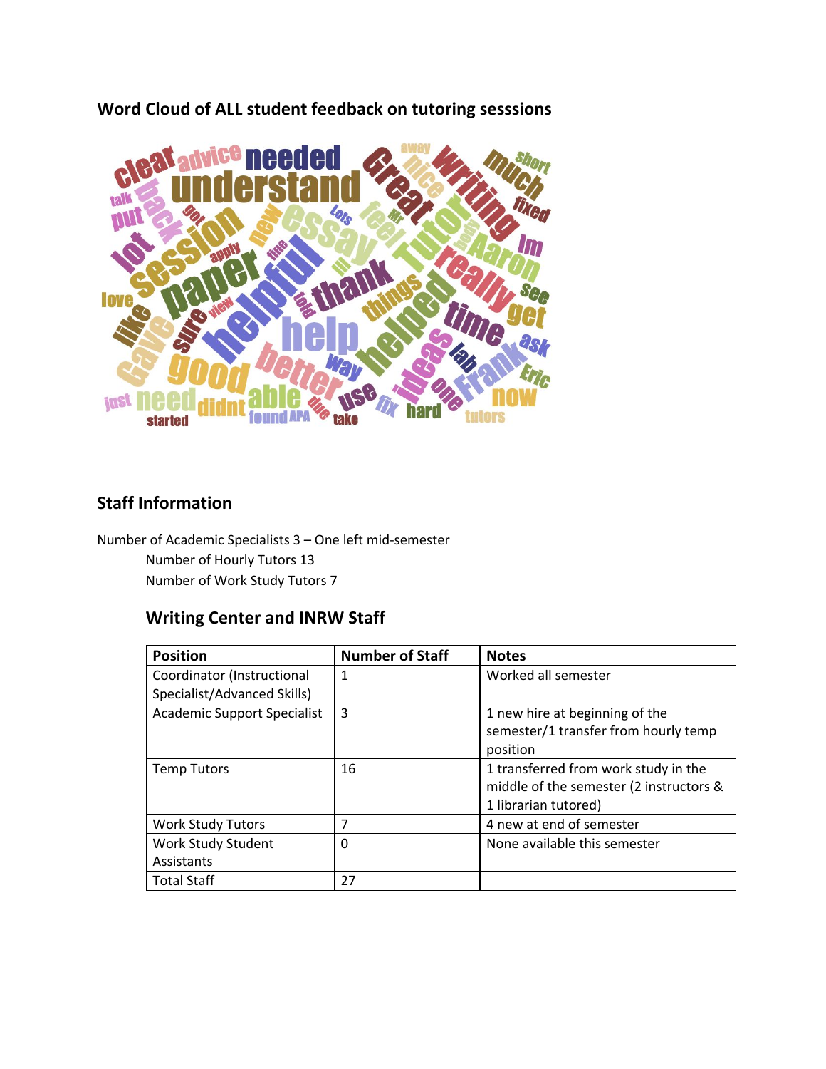## Word Cloud of ALL student feedback on tutoring sesssions

## Staff Information

Number of Academic Specialists 3 – One left mid-semester

Number of Hourly Tutors 13

Number of Work Study Tutors 7

### Writing Center and INRW Staff

| Position | Number of Staff | Notes |
|---|---|---|
| Coordinator (Instructional Specialist/Advanced Skills) | 1 | Worked all semester |
| Academic Support Specialist | 3 | 1 new hire at beginning of the semester/1 transfer from hourly temp position |
| Temp Tutors | 16 | 1 transferred from work study in the middle of the semester (2 instructors & 1 librarian tutored) |
| Work Study Tutors | 7 | 4 new at end of semester |
| Work Study Student Assistants | 0 | None available this semester |
| Total Staff | 27 | |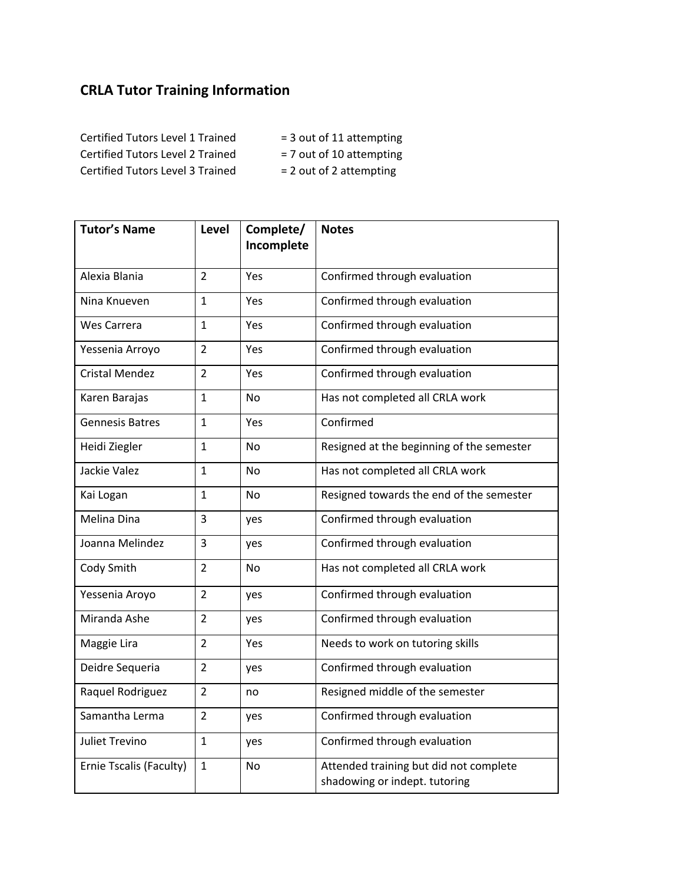## CRLA Tutor Training Information

Certified Tutors Level 1 Trained = 3 out of 11 attempting
Certified Tutors Level 2 Trained = 7 out of 10 attempting
Certified Tutors Level 3 Trained = 2 out of 2 attempting

| Tutor's Name | Level | Complete/ Incomplete | Notes |
|---|---|---|---|
| Alexia Blania | 2 | Yes | Confirmed through evaluation |
| Nina Knueven | 1 | Yes | Confirmed through evaluation |
| Wes Carrera | 1 | Yes | Confirmed through evaluation |
| Yessenia Arroyo | 2 | Yes | Confirmed through evaluation |
| Cristal Mendez | 2 | Yes | Confirmed through evaluation |
| Karen Barajas | 1 | No | Has not completed all CRLA work |
| Gennesis Batres | 1 | Yes | Confirmed |
| Heidi Ziegler | 1 | No | Resigned at the beginning of the semester |
| Jackie Valez | 1 | No | Has not completed all CRLA work |
| Kai Logan | 1 | No | Resigned towards the end of the semester |
| Melina Dina | 3 | yes | Confirmed through evaluation |
| Joanna Melindez | 3 | yes | Confirmed through evaluation |
| Cody Smith | 2 | No | Has not completed all CRLA work |
| Yessenia Aroyo | 2 | yes | Confirmed through evaluation |
| Miranda Ashe | 2 | yes | Confirmed through evaluation |
| Maggie Lira | 2 | Yes | Needs to work on tutoring skills |
| Deidre Sequeria | 2 | yes | Confirmed through evaluation |
| Raquel Rodriguez | 2 | no | Resigned middle of the semester |
| Samantha Lerma | 2 | yes | Confirmed through evaluation |
| Juliet Trevino | 1 | yes | Confirmed through evaluation |
| Ernie Tscalis (Faculty) | 1 | No | Attended training but did not complete shadowing or indept. tutoring |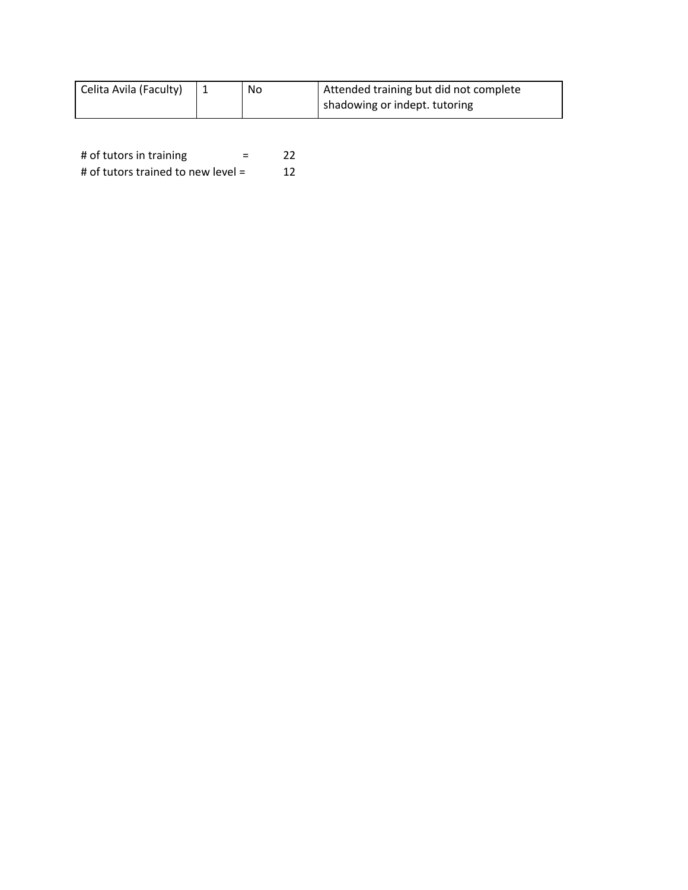| | | | |
|---|---|---|---|
| Celita Avila (Faculty) | 1 | No | Attended training but did not complete shadowing or indept. tutoring |

# of tutors in training = 22
# of tutors trained to new level = 12